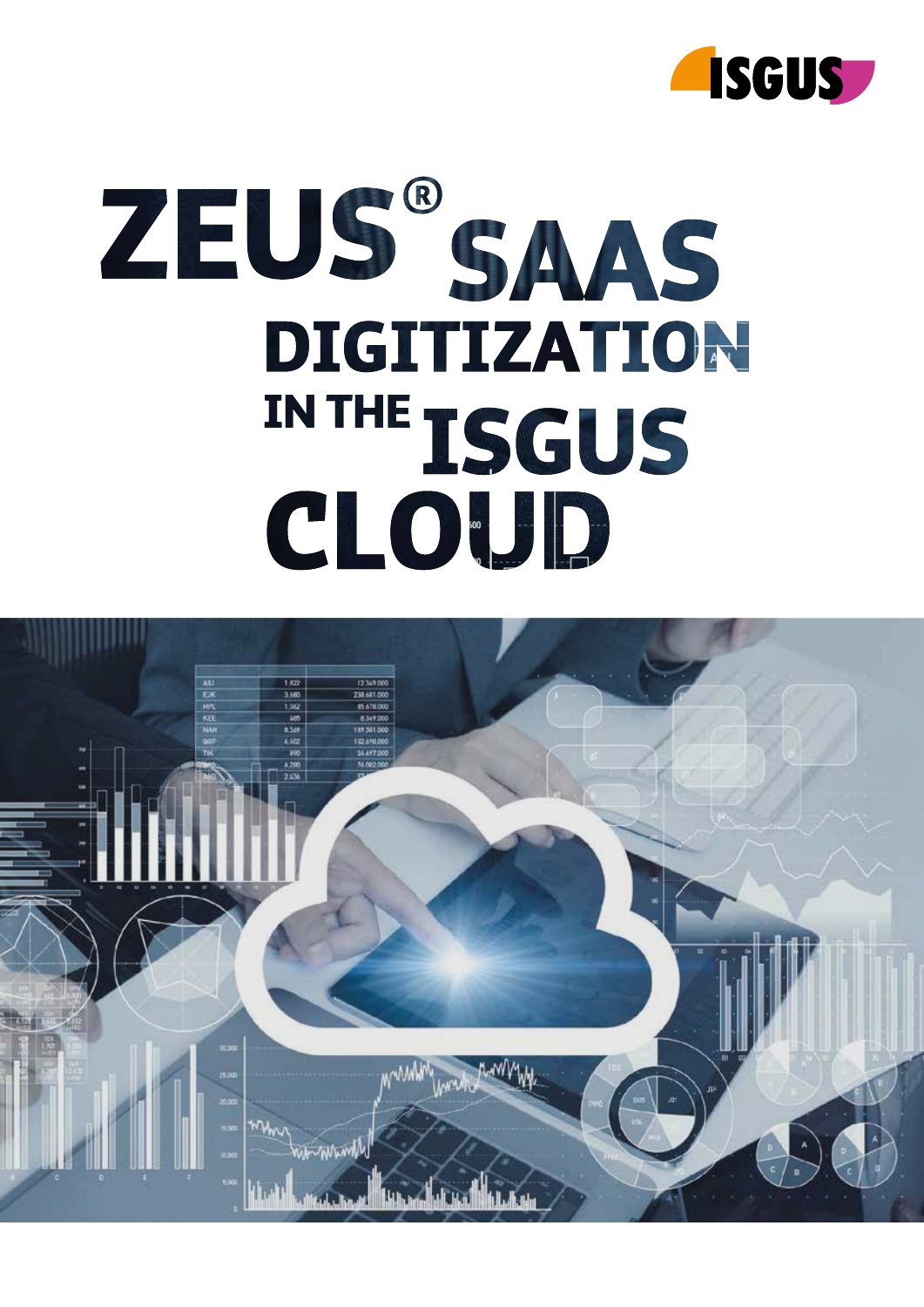ISGUS

# ZEUS® SAAS

## DIGITIZATION IN THE ISGUS CLOUD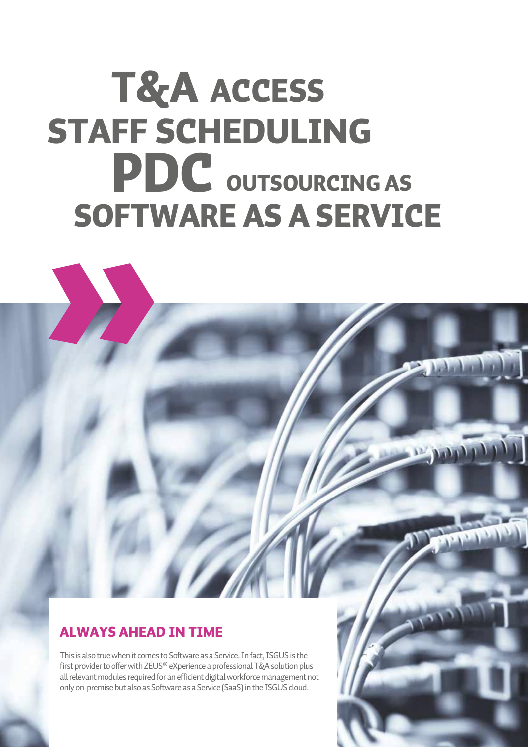# T&A ACCESS STAFF SCHEDULING PDC OUTSOURCING AS SOFTWARE AS A SERVICE

## ALWAYS AHEAD IN TIME

This is also true when it comes to Software as a Service. In fact, ISGUS is the first provider to offer with ZEUS® eXperience a professional T&A solution plus all relevant modules required for an efficient digital workforce management not only on-premise but also as Software as a Service (SaaS) in the ISGUS cloud.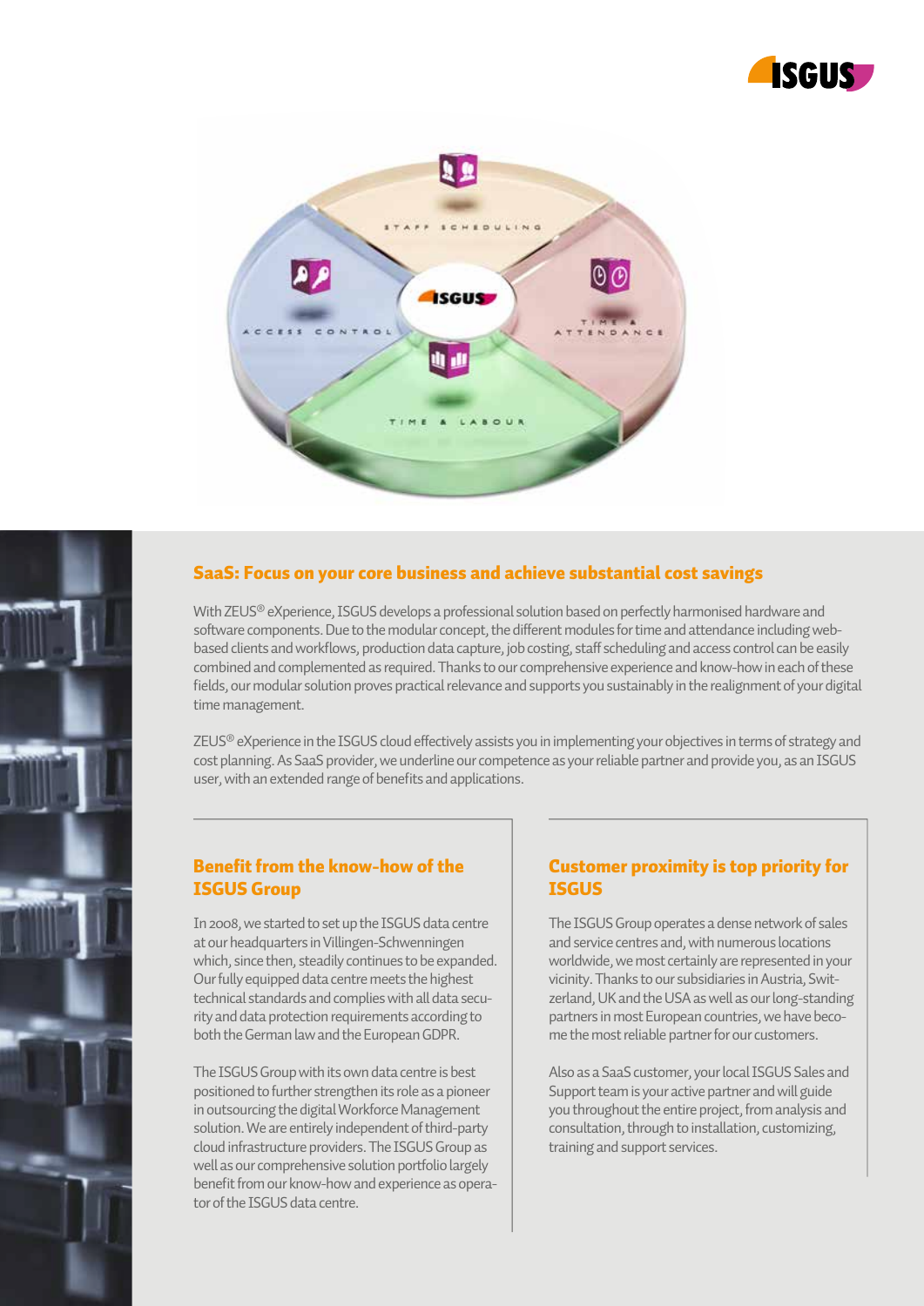## SaaS: Focus on your core business and achieve substantial cost savings

With ZEUS® eXperience, ISGUS develops a professional solution based on perfectly harmonised hardware and software components. Due to the modular concept, the different modules for time and attendance including web-based clients and workflows, production data capture, job costing, staff scheduling and access control can be easily combined and complemented as required. Thanks to our comprehensive experience and know-how in each of these fields, our modular solution proves practical relevance and supports you sustainably in the realignment of your digital time management.

ZEUS® eXperience in the ISGUS cloud effectively assists you in implementing your objectives in terms of strategy and cost planning. As SaaS provider, we underline our competence as your reliable partner and provide you, as an ISGUS user, with an extended range of benefits and applications.

### Benefit from the know-how of the ISGUS Group

In 2008, we started to set up the ISGUS data centre at our headquarters in Villingen-Schwenningen which, since then, steadily continues to be expanded. Our fully equipped data centre meets the highest technical standards and complies with all data security and data protection requirements according to both the German law and the European GDPR.

The ISGUS Group with its own data centre is best positioned to further strengthen its role as a pioneer in outsourcing the digital Workforce Management solution. We are entirely independent of third-party cloud infrastructure providers. The ISGUS Group as well as our comprehensive solution portfolio largely benefit from our know-how and experience as operator of the ISGUS data centre.

### Customer proximity is top priority for ISGUS

The ISGUS Group operates a dense network of sales and service centres and, with numerous locations worldwide, we most certainly are represented in your vicinity. Thanks to our subsidiaries in Austria, Switzerland, UK and the USA as well as our long-standing partners in most European countries, we have become the most reliable partner for our customers.

Also as a SaaS customer, your local ISGUS Sales and Support team is your active partner and will guide you throughout the entire project, from analysis and consultation, through to installation, customizing, training and support services.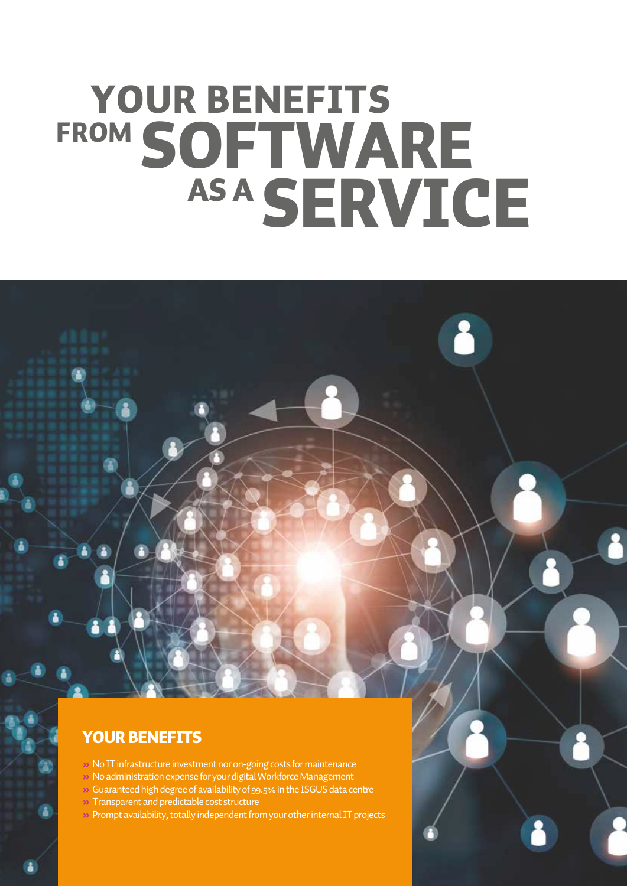# YOUR BENEFITS FROM SOFTWARE AS A SERVICE

## YOUR BENEFITS

- No IT infrastructure investment nor on-going costs for maintenance
- No administration expense for your digital Workforce Management
- Guaranteed high degree of availability of 99.5% in the ISGUS data centre
- Transparent and predictable cost structure
- Prompt availability, totally independent from your other internal IT projects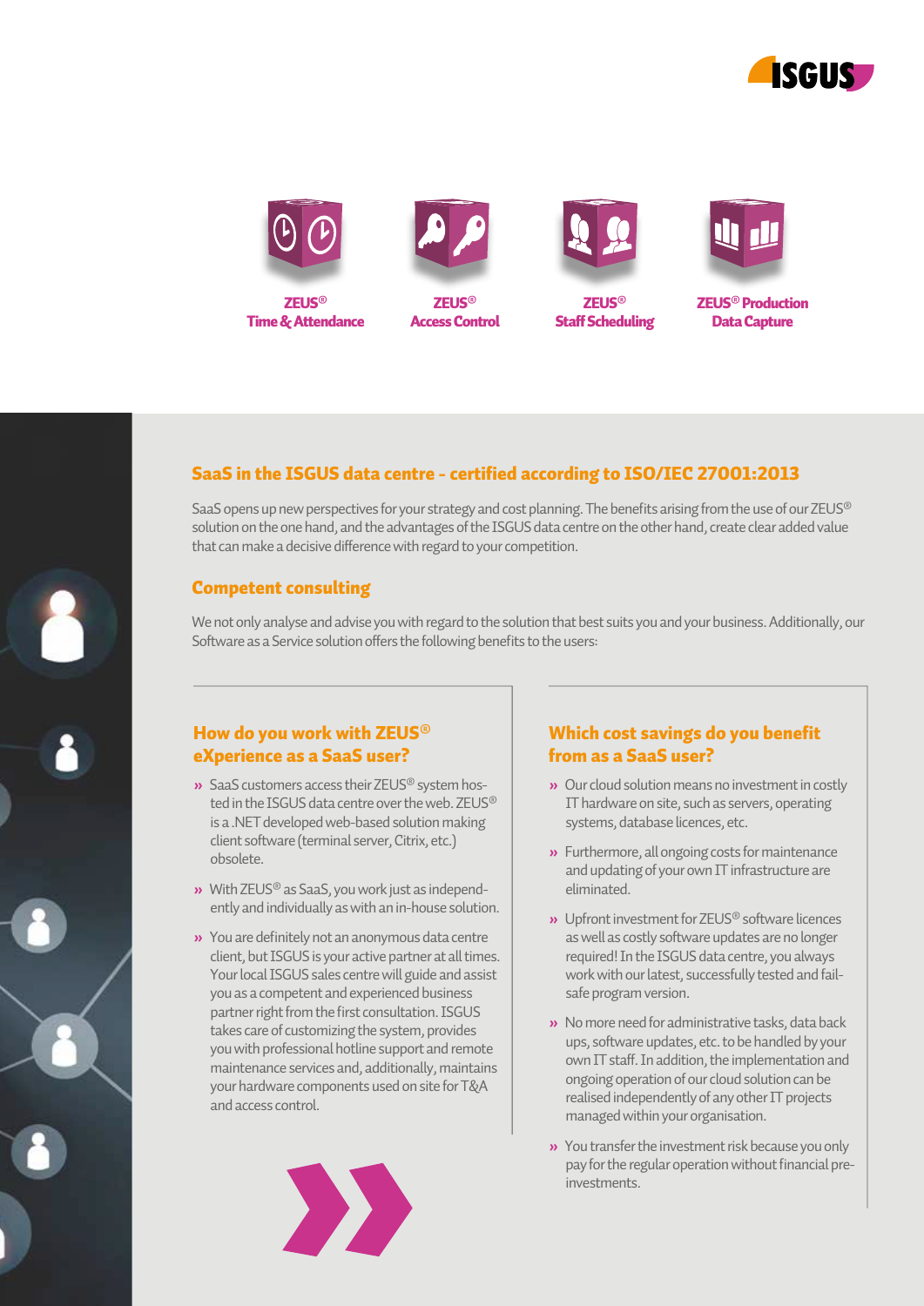ZEUS® Time & Attendance

ZEUS® Access Control

ZEUS® Staff Scheduling

ZEUS® Production Data Capture

## SaaS in the ISGUS data centre - certified according to ISO/IEC 27001:2013

SaaS opens up new perspectives for your strategy and cost planning. The benefits arising from the use of our ZEUS® solution on the one hand, and the advantages of the ISGUS data centre on the other hand, create clear added value that can make a decisive difference with regard to your competition.

## Competent consulting

We not only analyse and advise you with regard to the solution that best suits you and your business. Additionally, our Software as a Service solution offers the following benefits to the users:

### How do you work with ZEUS® eXperience as a SaaS user?

- SaaS customers access their ZEUS® system hosted in the ISGUS data centre over the web. ZEUS® is a .NET developed web-based solution making client software (terminal server, Citrix, etc.) obsolete.
- With ZEUS® as SaaS, you work just as independently and individually as with an in-house solution.
- You are definitely not an anonymous data centre client, but ISGUS is your active partner at all times. Your local ISGUS sales centre will guide and assist you as a competent and experienced business partner right from the first consultation. ISGUS takes care of customizing the system, provides you with professional hotline support and remote maintenance services and, additionally, maintains your hardware components used on site for T&A and access control.

### Which cost savings do you benefit from as a SaaS user?

- Our cloud solution means no investment in costly IT hardware on site, such as servers, operating systems, database licences, etc.
- Furthermore, all ongoing costs for maintenance and updating of your own IT infrastructure are eliminated.
- Upfront investment for ZEUS® software licences as well as costly software updates are no longer required! In the ISGUS data centre, you always work with our latest, successfully tested and fail-safe program version.
- No more need for administrative tasks, data back ups, software updates, etc. to be handled by your own IT staff. In addition, the implementation and ongoing operation of our cloud solution can be realised independently of any other IT projects managed within your organisation.
- You transfer the investment risk because you only pay for the regular operation without financial pre-investments.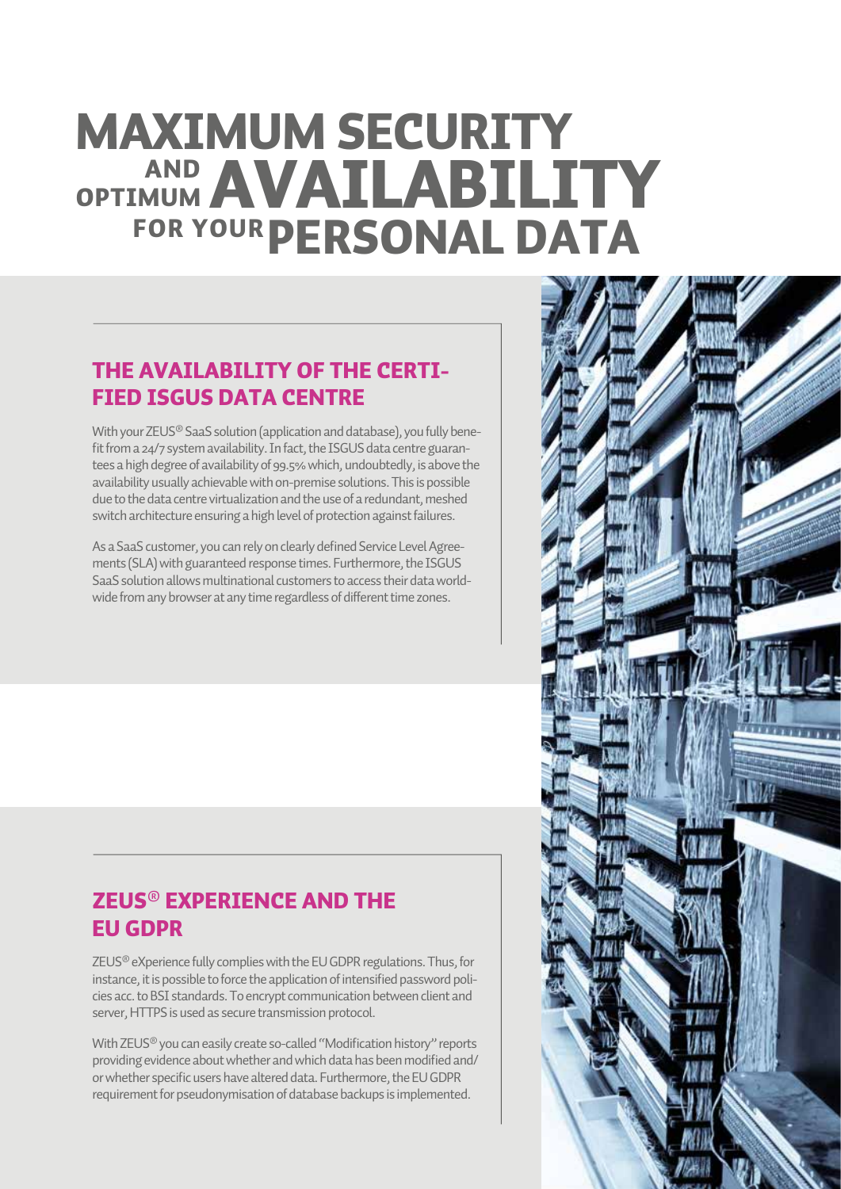# MAXIMUM SECURITY AND OPTIMUM AVAILABILITY FOR YOUR PERSONAL DATA

## THE AVAILABILITY OF THE CERTIFIED ISGUS DATA CENTRE

With your ZEUS® SaaS solution (application and database), you fully benefit from a 24/7 system availability. In fact, the ISGUS data centre guarantees a high degree of availability of 99.5% which, undoubtedly, is above the availability usually achievable with on-premise solutions. This is possible due to the data centre virtualization and the use of a redundant, meshed switch architecture ensuring a high level of protection against failures.

As a SaaS customer, you can rely on clearly defined Service Level Agreements (SLA) with guaranteed response times. Furthermore, the ISGUS SaaS solution allows multinational customers to access their data worldwide from any browser at any time regardless of different time zones.

## ZEUS® EXPERIENCE AND THE EU GDPR

ZEUS® eXperience fully complies with the EU GDPR regulations. Thus, for instance, it is possible to force the application of intensified password policies acc. to BSI standards. To encrypt communication between client and server, HTTPS is used as secure transmission protocol.

With ZEUS® you can easily create so-called "Modification history" reports providing evidence about whether and which data has been modified and/or whether specific users have altered data. Furthermore, the EU GDPR requirement for pseudonymisation of database backups is implemented.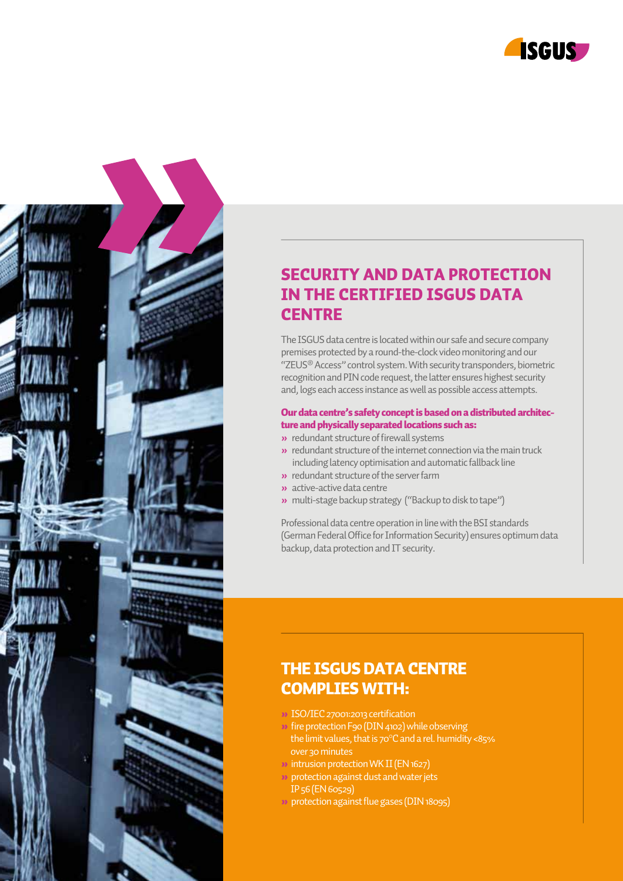## SECURITY AND DATA PROTECTION IN THE CERTIFIED ISGUS DATA CENTRE

The ISGUS data centre is located within our safe and secure company premises protected by a round-the-clock video monitoring and our "ZEUS® Access" control system. With security transponders, biometric recognition and PIN code request, the latter ensures highest security and, logs each access instance as well as possible access attempts.

**Our data centre's safety concept is based on a distributed architecture and physically separated locations such as:**

- redundant structure of firewall systems
- redundant structure of the internet connection via the main truck including latency optimisation and automatic fallback line
- redundant structure of the server farm
- active-active data centre
- multi-stage backup strategy ("Backup to disk to tape")

Professional data centre operation in line with the BSI standards (German Federal Office for Information Security) ensures optimum data backup, data protection and IT security.

## THE ISGUS DATA CENTRE COMPLIES WITH:

- ISO/IEC 27001:2013 certification
- fire protection F90 (DIN 4102) while observing the limit values, that is 70°C and a rel. humidity <85% over 30 minutes
- intrusion protection WK II (EN 1627)
- protection against dust and water jets IP 56 (EN 60529)
- protection against flue gases (DIN 18095)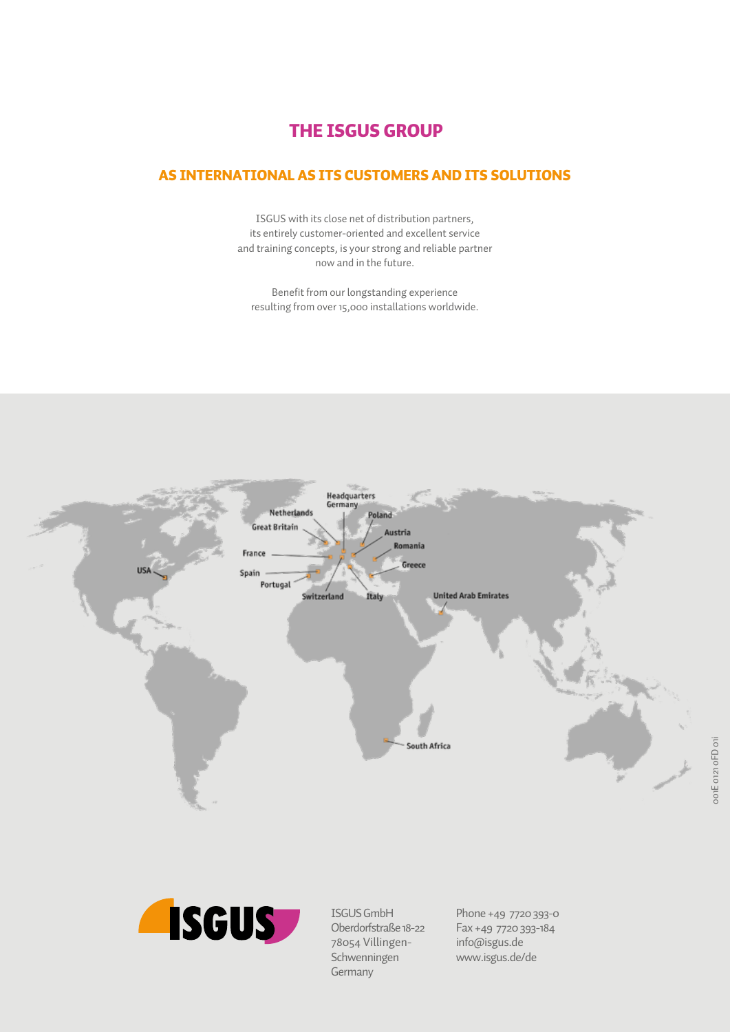# THE ISGUS GROUP

## AS INTERNATIONAL AS ITS CUSTOMERS AND ITS SOLUTIONS

ISGUS with its close net of distribution partners,
its entirely customer-oriented and excellent service
and training concepts, is your strong and reliable partner
now and in the future.

Benefit from our longstanding experience
resulting from over 15,000 installations worldwide.

Headquarters
Germany
Netherlands
Great Britain
Poland
Austria
Romania
France
USA
Spain
Portugal
Greece
Switzerland
Italy
United Arab Emirates
South Africa

ISGUS GmbH
Oberdorfstraße 18-22
78054 Villingen-Schwenningen
Germany

Phone +49 7720 393-0
Fax +49 7720 393-184
info@isgus.de
www.isgus.de/de

001E 0121 0FD 0ii